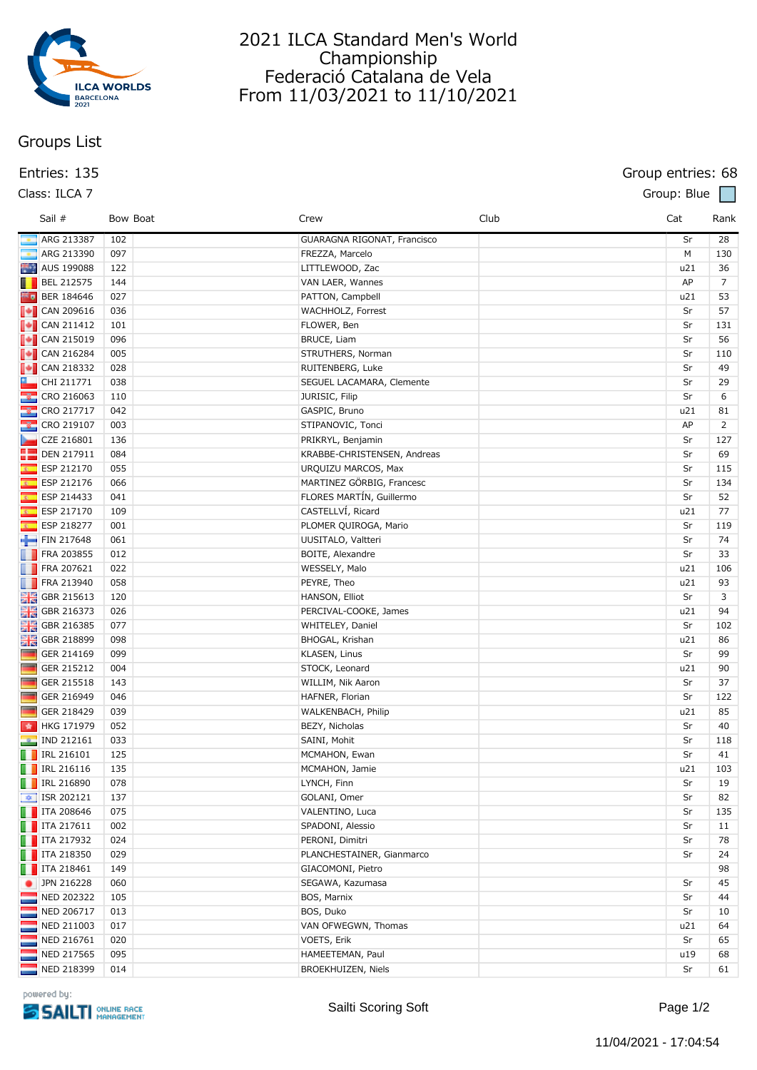# 2021 ILCA Standard Men's World Championship
## Federació Catalana de Vela
## From 11/03/2021 to 11/10/2021

## Groups List

Entries: 135

Class: ILCA 7

Group entries: 68

Group: Blue

| Sail # | Bow | Boat | Crew | Club | Cat | Rank |
|---|---|---|---|---|---|---|
| ARG 213387 | 102 | | GUARAGNA RIGONAT, Francisco | | Sr | 28 |
| ARG 213390 | 097 | | FREZZA, Marcelo | | M | 130 |
| AUS 199088 | 122 | | LITTLEWOOD, Zac | | u21 | 36 |
| BEL 212575 | 144 | | VAN LAER, Wannes | | AP | 7 |
| BER 184646 | 027 | | PATTON, Campbell | | u21 | 53 |
| CAN 209616 | 036 | | WACHHOLZ, Forrest | | Sr | 57 |
| CAN 211412 | 101 | | FLOWER, Ben | | Sr | 131 |
| CAN 215019 | 096 | | BRUCE, Liam | | Sr | 56 |
| CAN 216284 | 005 | | STRUTHERS, Norman | | Sr | 110 |
| CAN 218332 | 028 | | RUITENBERG, Luke | | Sr | 49 |
| CHI 211771 | 038 | | SEGUEL LACAMARA, Clemente | | Sr | 29 |
| CRO 216063 | 110 | | JURISIC, Filip | | Sr | 6 |
| CRO 217717 | 042 | | GASPIC, Bruno | | u21 | 81 |
| CRO 219107 | 003 | | STIPANOVIC, Tonci | | AP | 2 |
| CZE 216801 | 136 | | PRIKRYL, Benjamin | | Sr | 127 |
| DEN 217911 | 084 | | KRABBE-CHRISTENSEN, Andreas | | Sr | 69 |
| ESP 212170 | 055 | | URQUIZU MARCOS, Max | | Sr | 115 |
| ESP 212176 | 066 | | MARTINEZ GÖRBIG, Francesc | | Sr | 134 |
| ESP 214433 | 041 | | FLORES MARTÍN, Guillermo | | Sr | 52 |
| ESP 217170 | 109 | | CASTELLVÍ, Ricard | | u21 | 77 |
| ESP 218277 | 001 | | PLOMER QUIROGA, Mario | | Sr | 119 |
| FIN 217648 | 061 | | UUSITALO, Valtteri | | Sr | 74 |
| FRA 203855 | 012 | | BOITE, Alexandre | | Sr | 33 |
| FRA 207621 | 022 | | WESSELY, Malo | | u21 | 106 |
| FRA 213940 | 058 | | PEYRE, Theo | | u21 | 93 |
| GBR 215613 | 120 | | HANSON, Elliot | | Sr | 3 |
| GBR 216373 | 026 | | PERCIVAL-COOKE, James | | u21 | 94 |
| GBR 216385 | 077 | | WHITELEY, Daniel | | Sr | 102 |
| GBR 218899 | 098 | | BHOGAL, Krishan | | u21 | 86 |
| GER 214169 | 099 | | KLASEN, Linus | | Sr | 99 |
| GER 215212 | 004 | | STOCK, Leonard | | u21 | 90 |
| GER 215518 | 143 | | WILLIM, Nik Aaron | | Sr | 37 |
| GER 216949 | 046 | | HAFNER, Florian | | Sr | 122 |
| GER 218429 | 039 | | WALKENBACH, Philip | | u21 | 85 |
| HKG 171979 | 052 | | BEZY, Nicholas | | Sr | 40 |
| IND 212161 | 033 | | SAINI, Mohit | | Sr | 118 |
| IRL 216101 | 125 | | MCMAHON, Ewan | | Sr | 41 |
| IRL 216116 | 135 | | MCMAHON, Jamie | | u21 | 103 |
| IRL 216890 | 078 | | LYNCH, Finn | | Sr | 19 |
| ISR 202121 | 137 | | GOLANI, Omer | | Sr | 82 |
| ITA 208646 | 075 | | VALENTINO, Luca | | Sr | 135 |
| ITA 217611 | 002 | | SPADONI, Alessio | | Sr | 11 |
| ITA 217932 | 024 | | PERONI, Dimitri | | Sr | 78 |
| ITA 218350 | 029 | | PLANCHESTAINER, Gianmarco | | Sr | 24 |
| ITA 218461 | 149 | | GIACOMONI, Pietro | | | 98 |
| JPN 216228 | 060 | | SEGAWA, Kazumasa | | Sr | 45 |
| NED 202322 | 105 | | BOS, Marnix | | Sr | 44 |
| NED 206717 | 013 | | BOS, Duko | | Sr | 10 |
| NED 211003 | 017 | | VAN OFWEGWN, Thomas | | u21 | 64 |
| NED 216761 | 020 | | VOETS, Erik | | Sr | 65 |
| NED 217565 | 095 | | HAMEETEMAN, Paul | | u19 | 68 |
| NED 218399 | 014 | | BROEKHUIZEN, Niels | | Sr | 61 |

Sailti Scoring Soft

11/04/2021 - 17:04:54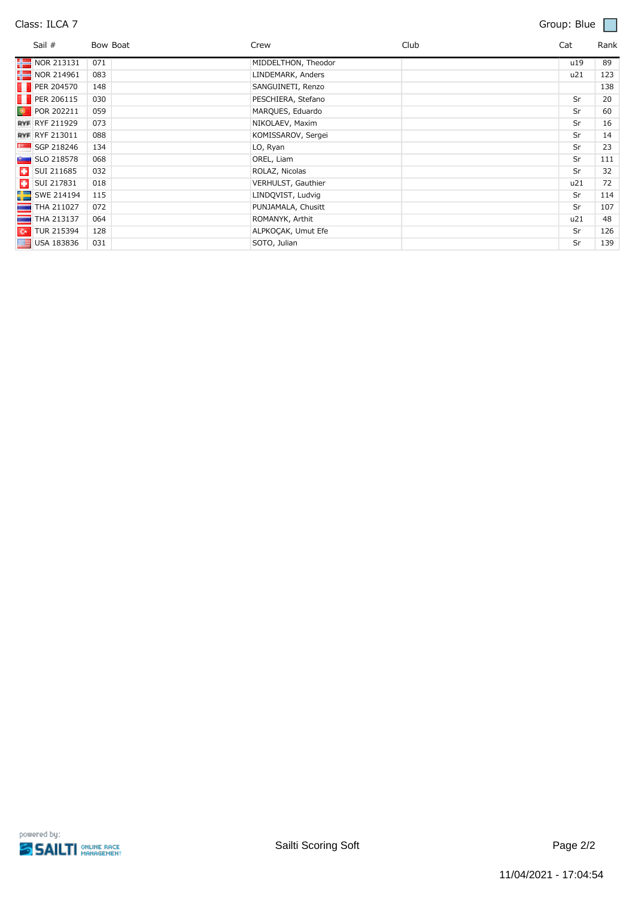Class: ILCA 7

Group: Blue

| Sail # | Bow | Boat | Crew | Club | Cat | Rank |
|---|---|---|---|---|---|---|
| NOR 213131 | 071 | | MIDDELTHON, Theodor | | u19 | 89 |
| NOR 214961 | 083 | | LINDEMARK, Anders | | u21 | 123 |
| PER 204570 | 148 | | SANGUINETI, Renzo | | | 138 |
| PER 206115 | 030 | | PESCHIERA, Stefano | | Sr | 20 |
| POR 202211 | 059 | | MARQUES, Eduardo | | Sr | 60 |
| RYF 211929 | 073 | | NIKOLAEV, Maxim | | Sr | 16 |
| RYF 213011 | 088 | | KOMISSAROV, Sergei | | Sr | 14 |
| SGP 218246 | 134 | | LO, Ryan | | Sr | 23 |
| SLO 218578 | 068 | | OREL, Liam | | Sr | 111 |
| SUI 211685 | 032 | | ROLAZ, Nicolas | | Sr | 32 |
| SUI 217831 | 018 | | VERHULST, Gauthier | | u21 | 72 |
| SWE 214194 | 115 | | LINDQVIST, Ludvig | | Sr | 114 |
| THA 211027 | 072 | | PUNJAMALA, Chusitt | | Sr | 107 |
| THA 213137 | 064 | | ROMANYK, Arthit | | u21 | 48 |
| TUR 215394 | 128 | | ALPKOÇAK, Umut Efe | | Sr | 126 |
| USA 183836 | 031 | | SOTO, Julian | | Sr | 139 |

powered by: SAILTI ONLINE RACE MANAGEMENT

Sailti Scoring Soft

11/04/2021 - 17:04:54